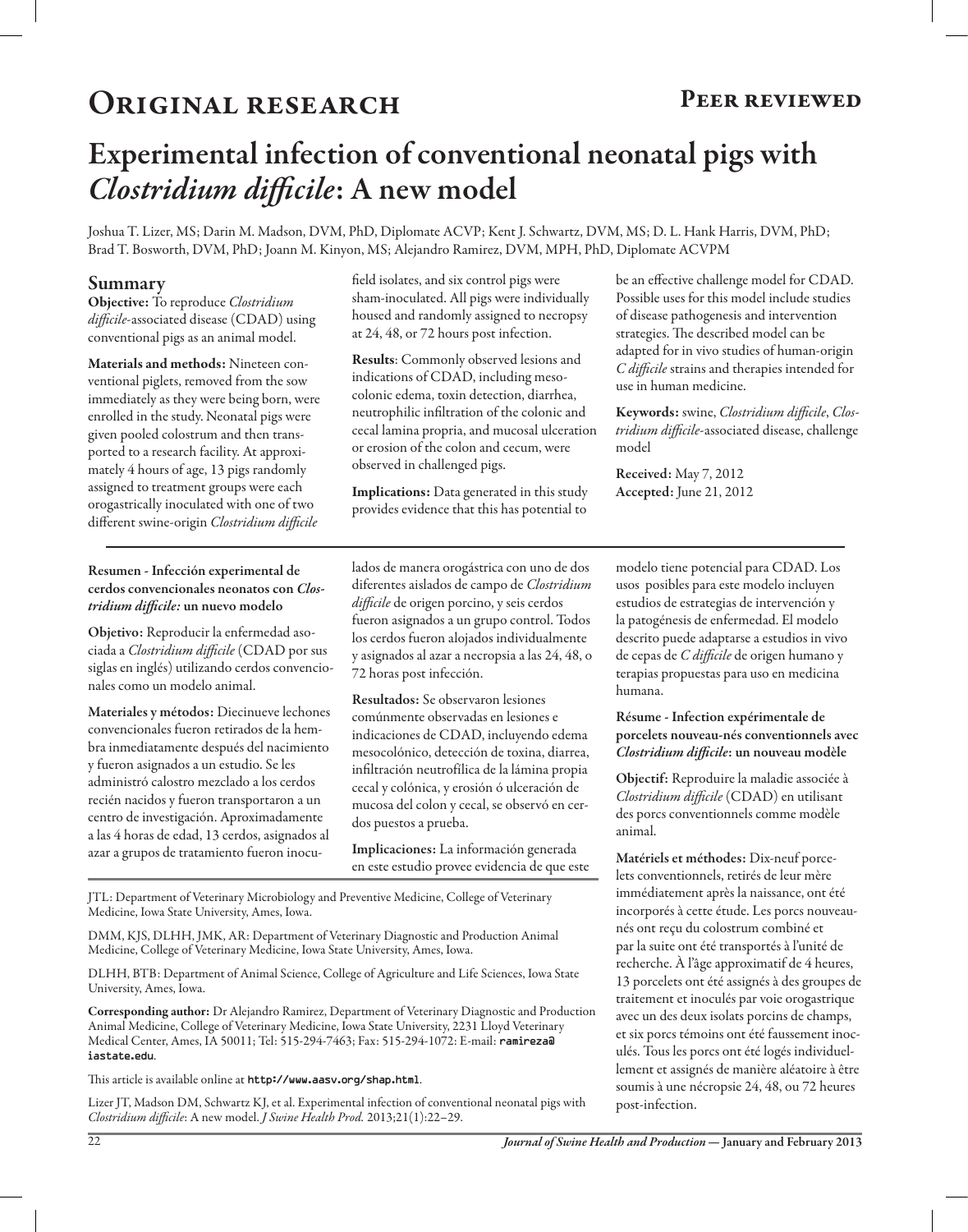# Original research

**Peer reviewed**

# Experimental infection of conventional neonatal pigs with *Clostridium difficile*: A new model

Joshua T. Lizer, MS; Darin M. Madson, DVM, PhD, Diplomate ACVP; Kent J. Schwartz, DVM, MS; D. L. Hank Harris, DVM, PhD; Brad T. Bosworth, DVM, PhD; Joann M. Kinyon, MS; Alejandro Ramirez, DVM, MPH, PhD, Diplomate ACVPM

## Summary

**Objective:** To reproduce *Clostridium difficile*-associated disease (CDAD) using conventional pigs as an animal model.

**Materials and methods:** Nineteen conventional piglets, removed from the sow immediately as they were being born, were enrolled in the study. Neonatal pigs were given pooled colostrum and then transported to a research facility. At approximately 4 hours of age, 13 pigs randomly assigned to treatment groups were each orogastrically inoculated with one of two different swine-origin *Clostridium difficile* field isolates, and six control pigs were sham-inoculated. All pigs were individually housed and randomly assigned to necropsy at 24, 48, or 72 hours post infection.

**Results**: Commonly observed lesions and indications of CDAD, including mesocolonic edema, toxin detection, diarrhea, neutrophilic infiltration of the colonic and cecal lamina propria, and mucosal ulceration or erosion of the colon and cecum, were observed in challenged pigs.

**Implications:** Data generated in this study provides evidence that this has potential to be an effective challenge model for CDAD. Possible uses for this model include studies of disease pathogenesis and intervention strategies. The described model can be adapted for in vivo studies of human-origin *C difficile* strains and therapies intended for use in human medicine.

**Keywords:** swine, *Clostridium difficile*, *Clostridium difficile*-associated disease, challenge model

**Received:** May 7, 2012
**Accepted:** June 21, 2012

**Resumen - Infección experimental de cerdos convencionales neonatos con *Clostridium difficile:* un nuevo modelo**

**Objetivo:** Reproducir la enfermedad asociada a *Clostridium difficile* (CDAD por sus siglas en inglés) utilizando cerdos convencionales como un modelo animal.

**Materiales y métodos:** Diecinueve lechones convencionales fueron retirados de la hembra inmediatamente después del nacimiento y fueron asignados a un estudio. Se les administró calostro mezclado a los cerdos recién nacidos y fueron transportaron a un centro de investigación. Aproximadamente a las 4 horas de edad, 13 cerdos, asignados al azar a grupos de tratamiento fueron inoculados de manera orogástrica con uno de dos diferentes aislados de campo de *Clostridium difficile* de origen porcino, y seis cerdos fueron asignados a un grupo control. Todos los cerdos fueron alojados individualmente y asignados al azar a necropsia a las 24, 48, o 72 horas post infección.

**Resultados:** Se observaron lesiones comúnmente observadas en lesiones e indicaciones de CDAD, incluyendo edema mesocolónico, detección de toxina, diarrea, infiltración neutrofílica de la lámina propia cecal y colónica, y erosión ó ulceración de mucosa del colon y cecal, se observó en cerdos puestos a prueba.

**Implicaciones:** La información generada en este estudio provee evidencia de que este modelo tiene potencial para CDAD. Los usos posibles para este modelo incluyen estudios de estrategias de intervención y la patogénesis de enfermedad. El modelo descrito puede adaptarse a estudios in vivo de cepas de *C difficile* de origen humano y terapias propuestas para uso en medicina humana.

**Résume - Infection expérimentale de porcelets nouveau-nés conventionnels avec *Clostridium difficile*: un nouveau modèle**

**Objectif:** Reproduire la maladie associée à *Clostridium difficile* (CDAD) en utilisant des porcs conventionnels comme modèle animal.

**Matériels et méthodes:** Dix-neuf porcelets conventionnels, retirés de leur mère immédiatement après la naissance, ont été incorporés à cette étude. Les porcs nouveau-nés ont reçu du colostrum combiné et par la suite ont été transportés à l'unité de recherche. À l'âge approximatif de 4 heures, 13 porcelets ont été assignés à des groupes de traitement et inoculés par voie orogastrique avec un des deux isolats porcins de champs, et six porcs témoins ont été faussement inoculés. Tous les porcs ont été logés individuellement et assignés de manière aléatoire à être soumis à une nécropsie 24, 48, ou 72 heures post-infection.

JTL: Department of Veterinary Microbiology and Preventive Medicine, College of Veterinary Medicine, Iowa State University, Ames, Iowa.

DMM, KJS, DLHH, JMK, AR: Department of Veterinary Diagnostic and Production Animal Medicine, College of Veterinary Medicine, Iowa State University, Ames, Iowa.

DLHH, BTB: Department of Animal Science, College of Agriculture and Life Sciences, Iowa State University, Ames, Iowa.

**Corresponding author:** Dr Alejandro Ramirez, Department of Veterinary Diagnostic and Production Animal Medicine, College of Veterinary Medicine, Iowa State University, 2231 Lloyd Veterinary Medical Center, Ames, IA 50011; Tel: 515-294-7463; Fax: 515-294-1072: E-mail: **ramireza@iastate.edu**.

This article is available online at **http://www.aasv.org/shap.html**.

Lizer JT, Madson DM, Schwartz KJ, et al. Experimental infection of conventional neonatal pigs with *Clostridium difficile*: A new model. *J Swine Health Prod.* 2013;21(1):22–29.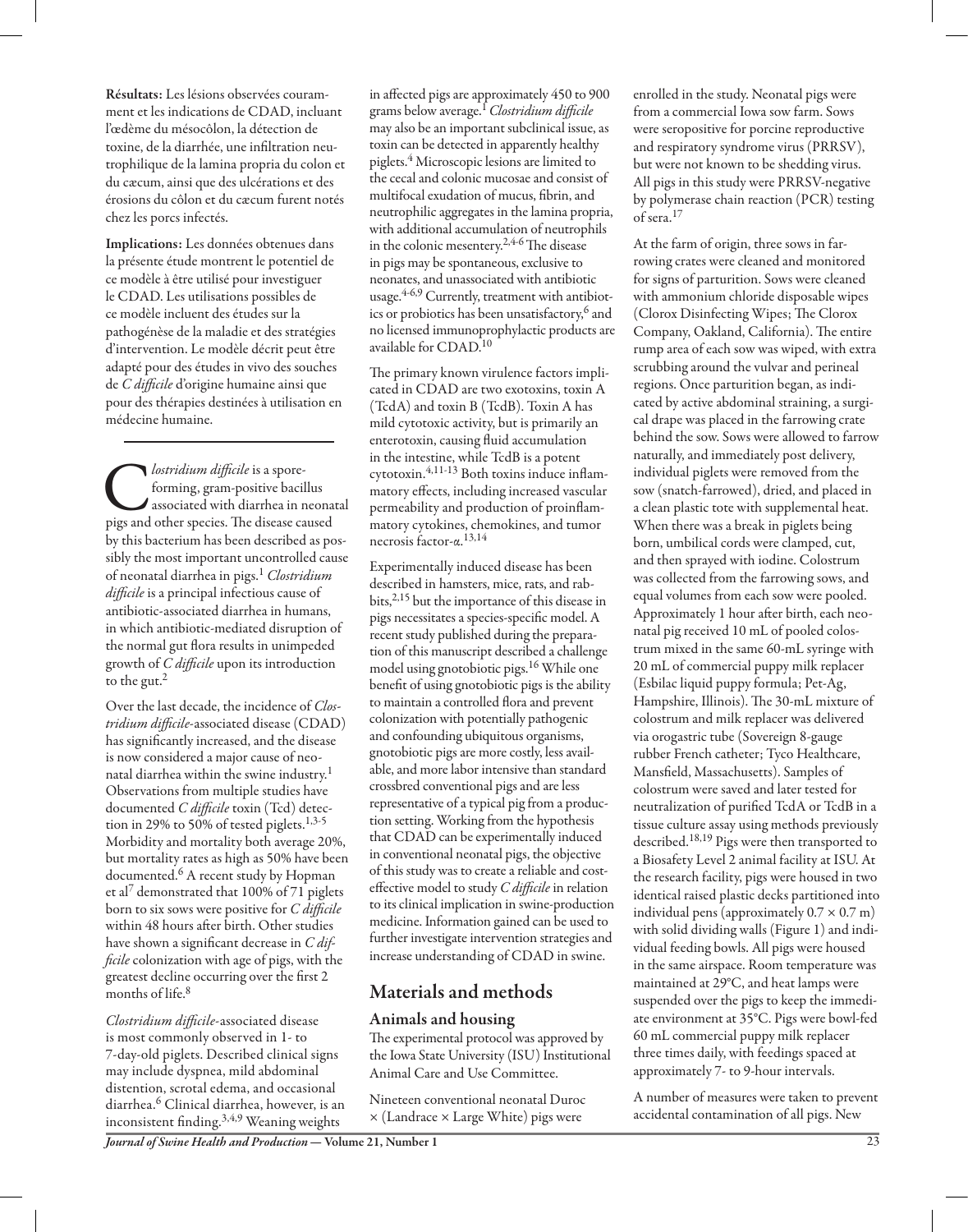**Résultats:** Les lésions observées couramment et les indications de CDAD, incluant l'œdème du mésocôlon, la détection de toxine, de la diarrhée, une infiltration neutrophilique de la lamina propria du colon et du cæcum, ainsi que des ulcérations et des érosions du côlon et du cæcum furent notés chez les porcs infectés.

**Implications:** Les données obtenues dans la présente étude montrent le potentiel de ce modèle à être utilisé pour investiguer le CDAD. Les utilisations possibles de ce modèle incluent des études sur la pathogénèse de la maladie et des stratégies d'intervention. Le modèle décrit peut être adapté pour des études in vivo des souches de *C difficile* d'origine humaine ainsi que pour des thérapies destinées à utilisation en médecine humaine.

---

*Clostridium difficile* is a spore-forming, gram-positive bacillus associated with diarrhea in neonatal pigs and other species. The disease caused by this bacterium has been described as possibly the most important uncontrolled cause of neonatal diarrhea in pigs.[1] *Clostridium difficile* is a principal infectious cause of antibiotic-associated diarrhea in humans, in which antibiotic-mediated disruption of the normal gut flora results in unimpeded growth of *C difficile* upon its introduction to the gut.[2]

Over the last decade, the incidence of *Clostridium difficile*-associated disease (CDAD) has significantly increased, and the disease is now considered a major cause of neonatal diarrhea within the swine industry.[1] Observations from multiple studies have documented *C difficile* toxin (Tcd) detection in 29% to 50% of tested piglets.[1,3-5] Morbidity and mortality both average 20%, but mortality rates as high as 50% have been documented.[6] A recent study by Hopman et al[7] demonstrated that 100% of 71 piglets born to six sows were positive for *C difficile* within 48 hours after birth. Other studies have shown a significant decrease in *C difficile* colonization with age of pigs, with the greatest decline occurring over the first 2 months of life.[8]

*Clostridium difficile*-associated disease is most commonly observed in 1- to 7-day-old piglets. Described clinical signs may include dyspnea, mild abdominal distention, scrotal edema, and occasional diarrhea.[6] Clinical diarrhea, however, is an inconsistent finding.[3,4,9] Weaning weights in affected pigs are approximately 450 to 900 grams below average.[1] *Clostridium difficile* may also be an important subclinical issue, as toxin can be detected in apparently healthy piglets.[4] Microscopic lesions are limited to the cecal and colonic mucosae and consist of multifocal exudation of mucus, fibrin, and neutrophilic aggregates in the lamina propria, with additional accumulation of neutrophils in the colonic mesentery.[2,4-6] The disease in pigs may be spontaneous, exclusive to neonates, and unassociated with antibiotic usage.[4-6,9] Currently, treatment with antibiotics or probiotics has been unsatisfactory,[6] and no licensed immunoprophylactic products are available for CDAD.[10]

The primary known virulence factors implicated in CDAD are two exotoxins, toxin A (TcdA) and toxin B (TcdB). Toxin A has mild cytotoxic activity, but is primarily an enterotoxin, causing fluid accumulation in the intestine, while TcdB is a potent cytotoxin.[4,11-13] Both toxins induce inflammatory effects, including increased vascular permeability and production of proinflammatory cytokines, chemokines, and tumor necrosis factor-$\alpha$.[13,14]

Experimentally induced disease has been described in hamsters, mice, rats, and rabbits,[2,15] but the importance of this disease in pigs necessitates a species-specific model. A recent study published during the preparation of this manuscript described a challenge model using gnotobiotic pigs.[16] While one benefit of using gnotobiotic pigs is the ability to maintain a controlled flora and prevent colonization with potentially pathogenic and confounding ubiquitous organisms, gnotobiotic pigs are more costly, less available, and more labor intensive than standard crossbred conventional pigs and are less representative of a typical pig from a production setting. Working from the hypothesis that CDAD can be experimentally induced in conventional neonatal pigs, the objective of this study was to create a reliable and cost-effective model to study *C difficile* in relation to its clinical implication in swine-production medicine. Information gained can be used to further investigate intervention strategies and increase understanding of CDAD in swine.

## Materials and methods

### Animals and housing

The experimental protocol was approved by the Iowa State University (ISU) Institutional Animal Care and Use Committee.

Nineteen conventional neonatal Duroc × (Landrace × Large White) pigs were enrolled in the study. Neonatal pigs were from a commercial Iowa sow farm. Sows were seropositive for porcine reproductive and respiratory syndrome virus (PRRSV), but were not known to be shedding virus. All pigs in this study were PRRSV-negative by polymerase chain reaction (PCR) testing of sera.[17]

At the farm of origin, three sows in farrowing crates were cleaned and monitored for signs of parturition. Sows were cleaned with ammonium chloride disposable wipes (Clorox Disinfecting Wipes; The Clorox Company, Oakland, California). The entire rump area of each sow was wiped, with extra scrubbing around the vulvar and perineal regions. Once parturition began, as indicated by active abdominal straining, a surgical drape was placed in the farrowing crate behind the sow. Sows were allowed to farrow naturally, and immediately post delivery, individual piglets were removed from the sow (snatch-farrowed), dried, and placed in a clean plastic tote with supplemental heat. When there was a break in piglets being born, umbilical cords were clamped, cut, and then sprayed with iodine. Colostrum was collected from the farrowing sows, and equal volumes from each sow were pooled. Approximately 1 hour after birth, each neonatal pig received 10 mL of pooled colostrum mixed in the same 60-mL syringe with 20 mL of commercial puppy milk replacer (Esbilac liquid puppy formula; Pet-Ag, Hampshire, Illinois). The 30-mL mixture of colostrum and milk replacer was delivered via orogastric tube (Sovereign 8-gauge rubber French catheter; Tyco Healthcare, Mansfield, Massachusetts). Samples of colostrum were saved and later tested for neutralization of purified TcdA or TcdB in a tissue culture assay using methods previously described.[18,19] Pigs were then transported to a Biosafety Level 2 animal facility at ISU. At the research facility, pigs were housed in two identical raised plastic decks partitioned into individual pens (approximately 0.7 × 0.7 m) with solid dividing walls (Figure 1) and individual feeding bowls. All pigs were housed in the same airspace. Room temperature was maintained at 29°C, and heat lamps were suspended over the pigs to keep the immediate environment at 35°C. Pigs were bowl-fed 60 mL commercial puppy milk replacer three times daily, with feedings spaced at approximately 7- to 9-hour intervals.

A number of measures were taken to prevent accidental contamination of all pigs. New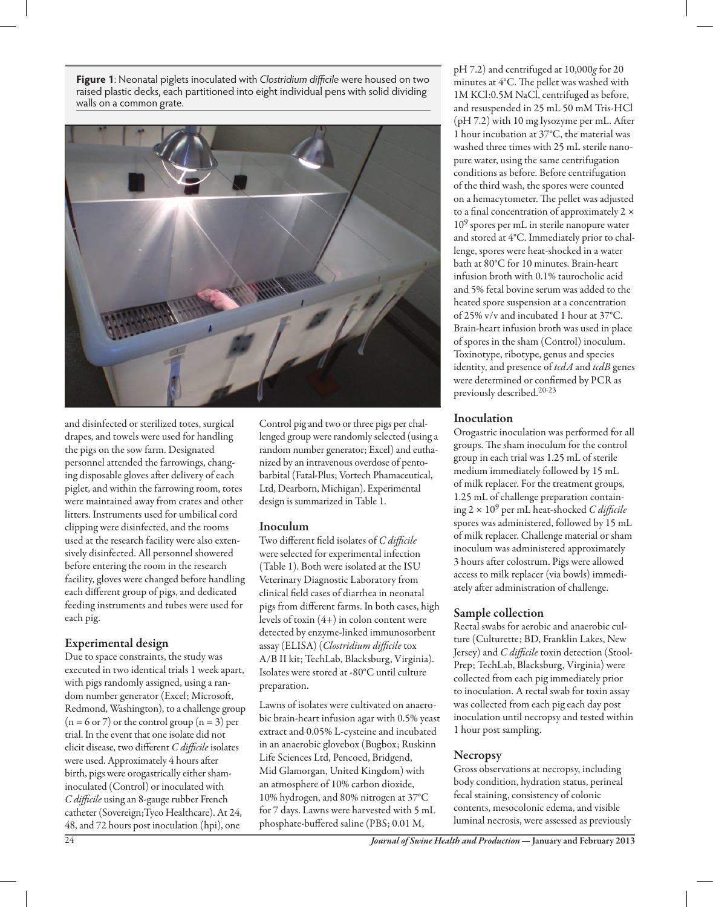**Figure 1**: Neonatal piglets inoculated with *Clostridium difficile* were housed on two raised plastic decks, each partitioned into eight individual pens with solid dividing walls on a common grate.

and disinfected or sterilized totes, surgical drapes, and towels were used for handling the pigs on the sow farm. Designated personnel attended the farrowings, changing disposable gloves after delivery of each piglet, and within the farrowing room, totes were maintained away from crates and other litters. Instruments used for umbilical cord clipping were disinfected, and the rooms used at the research facility were also extensively disinfected. All personnel showered before entering the room in the research facility, gloves were changed before handling each different group of pigs, and dedicated feeding instruments and tubes were used for each pig.

## Experimental design

Due to space constraints, the study was executed in two identical trials 1 week apart, with pigs randomly assigned, using a random number generator (Excel; Microsoft, Redmond, Washington), to a challenge group (n = 6 or 7) or the control group (n = 3) per trial. In the event that one isolate did not elicit disease, two different *C difficile* isolates were used. Approximately 4 hours after birth, pigs were orogastrically either sham-inoculated (Control) or inoculated with *C difficile* using an 8-gauge rubber French catheter (Sovereign;Tyco Healthcare). At 24, 48, and 72 hours post inoculation (hpi), one Control pig and two or three pigs per challenged group were randomly selected (using a random number generator; Excel) and euthanized by an intravenous overdose of pentobarbital (Fatal-Plus; Vortech Phamaceutical, Ltd, Dearborn, Michigan). Experimental design is summarized in Table 1.

## Inoculum

Two different field isolates of *C difficile* were selected for experimental infection (Table 1). Both were isolated at the ISU Veterinary Diagnostic Laboratory from clinical field cases of diarrhea in neonatal pigs from different farms. In both cases, high levels of toxin (4+) in colon content were detected by enzyme-linked immunosorbent assay (ELISA) (*Clostridium difficile* tox A/B II kit; TechLab, Blacksburg, Virginia). Isolates were stored at -80°C until culture preparation.

Lawns of isolates were cultivated on anaerobic brain-heart infusion agar with 0.5% yeast extract and 0.05% L-cysteine and incubated in an anaerobic glovebox (Bugbox; Ruskinn Life Sciences Ltd, Pencoed, Bridgend, Mid Glamorgan, United Kingdom) with an atmosphere of 10% carbon dioxide, 10% hydrogen, and 80% nitrogen at 37°C for 7 days. Lawns were harvested with 5 mL phosphate-buffered saline (PBS; 0.01 M, pH 7.2) and centrifuged at 10,000*g* for 20 minutes at 4°C. The pellet was washed with 1M KCl:0.5M NaCl, centrifuged as before, and resuspended in 25 mL 50 mM Tris-HCl (pH 7.2) with 10 mg lysozyme per mL. After 1 hour incubation at 37°C, the material was washed three times with 25 mL sterile nanopure water, using the same centrifugation conditions as before. Before centrifugation of the third wash, the spores were counted on a hemacytometer. The pellet was adjusted to a final concentration of approximately $2 \times 10^9$ spores per mL in sterile nanopure water and stored at 4°C. Immediately prior to challenge, spores were heat-shocked in a water bath at 80°C for 10 minutes. Brain-heart infusion broth with 0.1% taurocholic acid and 5% fetal bovine serum was added to the heated spore suspension at a concentration of 25% v/v and incubated 1 hour at 37°C. Brain-heart infusion broth was used in place of spores in the sham (Control) inoculum. Toxinotype, ribotype, genus and species identity, and presence of *tcdA* and *tcdB* genes were determined or confirmed by PCR as previously described.[20-23]

## Inoculation

Orogastric inoculation was performed for all groups. The sham inoculum for the control group in each trial was 1.25 mL of sterile medium immediately followed by 15 mL of milk replacer. For the treatment groups, 1.25 mL of challenge preparation containing $2 \times 10^9$ per mL heat-shocked *C difficile* spores was administered, followed by 15 mL of milk replacer. Challenge material or sham inoculum was administered approximately 3 hours after colostrum. Pigs were allowed access to milk replacer (via bowls) immediately after administration of challenge.

## Sample collection

Rectal swabs for aerobic and anaerobic culture (Culturette; BD, Franklin Lakes, New Jersey) and *C difficile* toxin detection (Stool-Prep; TechLab, Blacksburg, Virginia) were collected from each pig immediately prior to inoculation. A rectal swab for toxin assay was collected from each pig each day post inoculation until necropsy and tested within 1 hour post sampling.

## Necropsy

Gross observations at necropsy, including body condition, hydration status, perineal fecal staining, consistency of colonic contents, mesocolonic edema, and visible luminal necrosis, were assessed as previously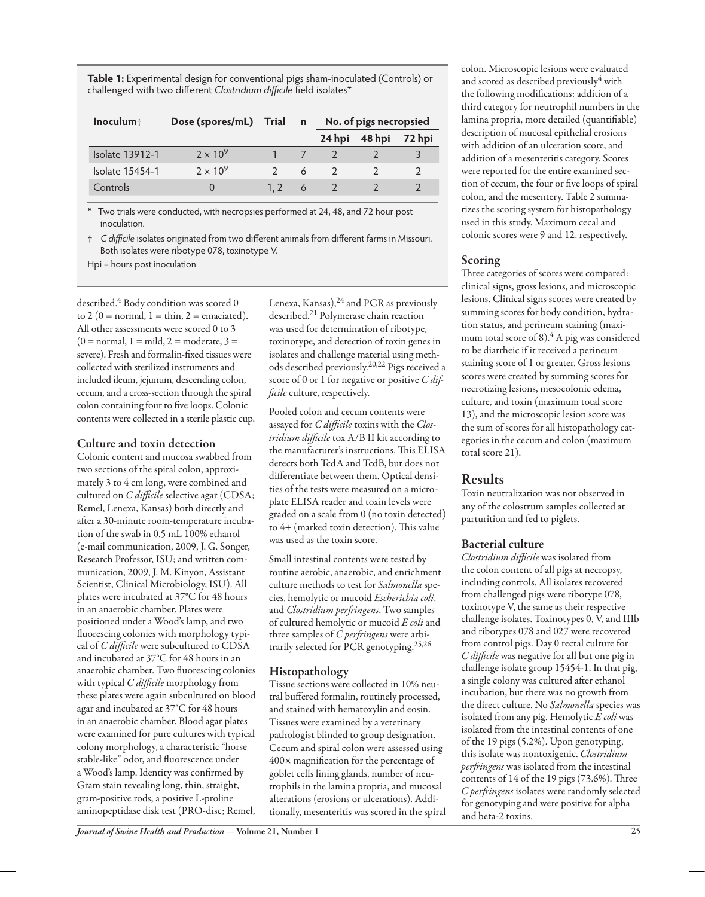**Table 1:** Experimental design for conventional pigs sham-inoculated (Controls) or challenged with two different *Clostridium difficile* field isolates*

| Inoculum† | Dose (spores/mL) | Trial | n | No. of pigs necropsied | | |
|---|---|---|---|---|---|---|
| | | | | 24 hpi | 48 hpi | 72 hpi |
| Isolate 13912-1 | $2 \times 10^9$ | 1 | 7 | 2 | 2 | 3 |
| Isolate 15454-1 | $2 \times 10^9$ | 2 | 6 | 2 | 2 | 2 |
| Controls | 0 | 1, 2 | 6 | 2 | 2 | 2 |

\* Two trials were conducted, with necropsies performed at 24, 48, and 72 hour post inoculation.

† *C difficile* isolates originated from two different animals from different farms in Missouri. Both isolates were ribotype 078, toxinotype V.

Hpi = hours post inoculation

described.[4] Body condition was scored 0 to 2 (0 = normal, 1 = thin, 2 = emaciated). All other assessments were scored 0 to 3 (0 = normal, 1 = mild, 2 = moderate, 3 = severe). Fresh and formalin-fixed tissues were collected with sterilized instruments and included ileum, jejunum, descending colon, cecum, and a cross-section through the spiral colon containing four to five loops. Colonic contents were collected in a sterile plastic cup.

## Culture and toxin detection

Colonic content and mucosa swabbed from two sections of the spiral colon, approximately 3 to 4 cm long, were combined and cultured on *C difficile* selective agar (CDSA; Remel, Lenexa, Kansas) both directly and after a 30-minute room-temperature incubation of the swab in 0.5 mL 100% ethanol (e-mail communication, 2009, J. G. Songer, Research Professor, ISU; and written communication, 2009, J. M. Kinyon, Assistant Scientist, Clinical Microbiology, ISU). All plates were incubated at 37°C for 48 hours in an anaerobic chamber. Plates were positioned under a Wood's lamp, and two fluorescing colonies with morphology typical of *C difficile* were subcultured to CDSA and incubated at 37°C for 48 hours in an anaerobic chamber. Two fluorescing colonies with typical *C difficile* morphology from these plates were again subcultured on blood agar and incubated at 37°C for 48 hours in an anaerobic chamber. Blood agar plates were examined for pure cultures with typical colony morphology, a characteristic "horse stable-like" odor, and fluorescence under a Wood's lamp. Identity was confirmed by Gram stain revealing long, thin, straight, gram-positive rods, a positive L-proline aminopeptidase disk test (PRO-disc; Remel, Lenexa, Kansas),[24] and PCR as previously described.[21] Polymerase chain reaction was used for determination of ribotype, toxinotype, and detection of toxin genes in isolates and challenge material using methods described previously.[20,22] Pigs received a score of 0 or 1 for negative or positive *C difficile* culture, respectively.

Pooled colon and cecum contents were assayed for *C difficile* toxins with the *Clostridium difficile* tox A/B II kit according to the manufacturer's instructions. This ELISA detects both TcdA and TcdB, but does not differentiate between them. Optical densities of the tests were measured on a microplate ELISA reader and toxin levels were graded on a scale from 0 (no toxin detected) to 4+ (marked toxin detection). This value was used as the toxin score.

Small intestinal contents were tested by routine aerobic, anaerobic, and enrichment culture methods to test for *Salmonella* species, hemolytic or mucoid *Escherichia coli*, and *Clostridium perfringens*. Two samples of cultured hemolytic or mucoid *E coli* and three samples of *C perfringens* were arbitrarily selected for PCR genotyping.[25,26]

## Histopathology

Tissue sections were collected in 10% neutral buffered formalin, routinely processed, and stained with hematoxylin and eosin. Tissues were examined by a veterinary pathologist blinded to group designation. Cecum and spiral colon were assessed using 400× magnification for the percentage of goblet cells lining glands, number of neutrophils in the lamina propria, and mucosal alterations (erosions or ulcerations). Additionally, mesenteritis was scored in the spiral colon. Microscopic lesions were evaluated and scored as described previously[4] with the following modifications: addition of a third category for neutrophil numbers in the lamina propria, more detailed (quantifiable) description of mucosal epithelial erosions with addition of an ulceration score, and addition of a mesenteritis category. Scores were reported for the entire examined section of cecum, the four or five loops of spiral colon, and the mesentery. Table 2 summarizes the scoring system for histopathology used in this study. Maximum cecal and colonic scores were 9 and 12, respectively.

## Scoring

Three categories of scores were compared: clinical signs, gross lesions, and microscopic lesions. Clinical signs scores were created by summing scores for body condition, hydration status, and perineum staining (maximum total score of 8).[4] A pig was considered to be diarrheic if it received a perineum staining score of 1 or greater. Gross lesions scores were created by summing scores for necrotizing lesions, mesocolonic edema, culture, and toxin (maximum total score 13), and the microscopic lesion score was the sum of scores for all histopathology categories in the cecum and colon (maximum total score 21).

# Results

Toxin neutralization was not observed in any of the colostrum samples collected at parturition and fed to piglets.

## Bacterial culture

*Clostridium difficile* was isolated from the colon content of all pigs at necropsy, including controls. All isolates recovered from challenged pigs were ribotype 078, toxinotype V, the same as their respective challenge isolates. Toxinotypes 0, V, and IIIb and ribotypes 078 and 027 were recovered from control pigs. Day 0 rectal culture for *C difficile* was negative for all but one pig in challenge isolate group 15454-1. In that pig, a single colony was cultured after ethanol incubation, but there was no growth from the direct culture. No *Salmonella* species was isolated from any pig. Hemolytic *E coli* was isolated from the intestinal contents of one of the 19 pigs (5.2%). Upon genotyping, this isolate was nontoxigenic. *Clostridium perfringens* was isolated from the intestinal contents of 14 of the 19 pigs (73.6%). Three *C perfringens* isolates were randomly selected for genotyping and were positive for alpha and beta-2 toxins.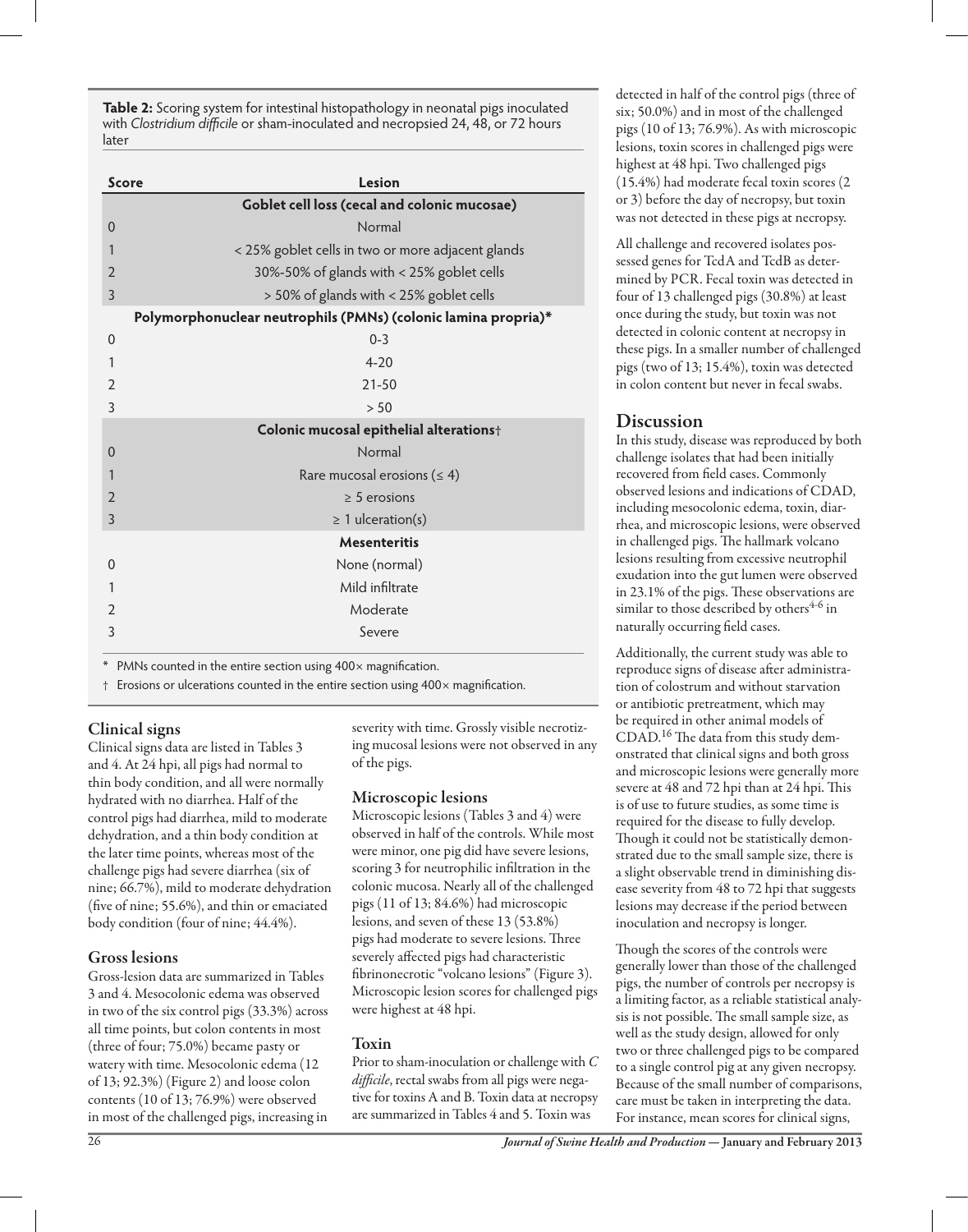**Table 2:** Scoring system for intestinal histopathology in neonatal pigs inoculated with *Clostridium difficile* or sham-inoculated and necropsied 24, 48, or 72 hours later

| Score | Lesion |
|---|---|
| | **Goblet cell loss (cecal and colonic mucosae)** |
| 0 | Normal |
| 1 | < 25% goblet cells in two or more adjacent glands |
| 2 | 30%-50% of glands with < 25% goblet cells |
| 3 | > 50% of glands with < 25% goblet cells |
| | **Polymorphonuclear neutrophils (PMNs) (colonic lamina propria)*** |
| 0 | 0-3 |
| 1 | 4-20 |
| 2 | 21-50 |
| 3 | > 50 |
| | **Colonic mucosal epithelial alterations†** |
| 0 | Normal |
| 1 | Rare mucosal erosions (≤ 4) |
| 2 | ≥ 5 erosions |
| 3 | ≥ 1 ulceration(s) |
| | **Mesenteritis** |
| 0 | None (normal) |
| 1 | Mild infiltrate |
| 2 | Moderate |
| 3 | Severe |

\* PMNs counted in the entire section using 400× magnification.

† Erosions or ulcerations counted in the entire section using 400× magnification.

### Clinical signs

Clinical signs data are listed in Tables 3 and 4. At 24 hpi, all pigs had normal to thin body condition, and all were normally hydrated with no diarrhea. Half of the control pigs had diarrhea, mild to moderate dehydration, and a thin body condition at the later time points, whereas most of the challenge pigs had severe diarrhea (six of nine; 66.7%), mild to moderate dehydration (five of nine; 55.6%), and thin or emaciated body condition (four of nine; 44.4%).

### Gross lesions

Gross-lesion data are summarized in Tables 3 and 4. Mesocolonic edema was observed in two of the six control pigs (33.3%) across all time points, but colon contents in most (three of four; 75.0%) became pasty or watery with time. Mesocolonic edema (12 of 13; 92.3%) (Figure 2) and loose colon contents (10 of 13; 76.9%) were observed in most of the challenged pigs, increasing in severity with time. Grossly visible necrotizing mucosal lesions were not observed in any of the pigs.

### Microscopic lesions

Microscopic lesions (Tables 3 and 4) were observed in half of the controls. While most were minor, one pig did have severe lesions, scoring 3 for neutrophilic infiltration in the colonic mucosa. Nearly all of the challenged pigs (11 of 13; 84.6%) had microscopic lesions, and seven of these 13 (53.8%) pigs had moderate to severe lesions. Three severely affected pigs had characteristic fibrinonecrotic "volcano lesions" (Figure 3). Microscopic lesion scores for challenged pigs were highest at 48 hpi.

### Toxin

Prior to sham-inoculation or challenge with *C difficile*, rectal swabs from all pigs were negative for toxins A and B. Toxin data at necropsy are summarized in Tables 4 and 5. Toxin was detected in half of the control pigs (three of six; 50.0%) and in most of the challenged pigs (10 of 13; 76.9%). As with microscopic lesions, toxin scores in challenged pigs were highest at 48 hpi. Two challenged pigs (15.4%) had moderate fecal toxin scores (2 or 3) before the day of necropsy, but toxin was not detected in these pigs at necropsy.

All challenge and recovered isolates possessed genes for TcdA and TcdB as determined by PCR. Fecal toxin was detected in four of 13 challenged pigs (30.8%) at least once during the study, but toxin was not detected in colonic content at necropsy in these pigs. In a smaller number of challenged pigs (two of 13; 15.4%), toxin was detected in colon content but never in fecal swabs.

## Discussion

In this study, disease was reproduced by both challenge isolates that had been initially recovered from field cases. Commonly observed lesions and indications of CDAD, including mesocolonic edema, toxin, diarrhea, and microscopic lesions, were observed in challenged pigs. The hallmark volcano lesions resulting from excessive neutrophil exudation into the gut lumen were observed in 23.1% of the pigs. These observations are similar to those described by others[4-6] in naturally occurring field cases.

Additionally, the current study was able to reproduce signs of disease after administration of colostrum and without starvation or antibiotic pretreatment, which may be required in other animal models of CDAD.[16] The data from this study demonstrated that clinical signs and both gross and microscopic lesions were generally more severe at 48 and 72 hpi than at 24 hpi. This is of use to future studies, as some time is required for the disease to fully develop. Though it could not be statistically demonstrated due to the small sample size, there is a slight observable trend in diminishing disease severity from 48 to 72 hpi that suggests lesions may decrease if the period between inoculation and necropsy is longer.

Though the scores of the controls were generally lower than those of the challenged pigs, the number of controls per necropsy is a limiting factor, as a reliable statistical analysis is not possible. The small sample size, as well as the study design, allowed for only two or three challenged pigs to be compared to a single control pig at any given necropsy. Because of the small number of comparisons, care must be taken in interpreting the data. For instance, mean scores for clinical signs,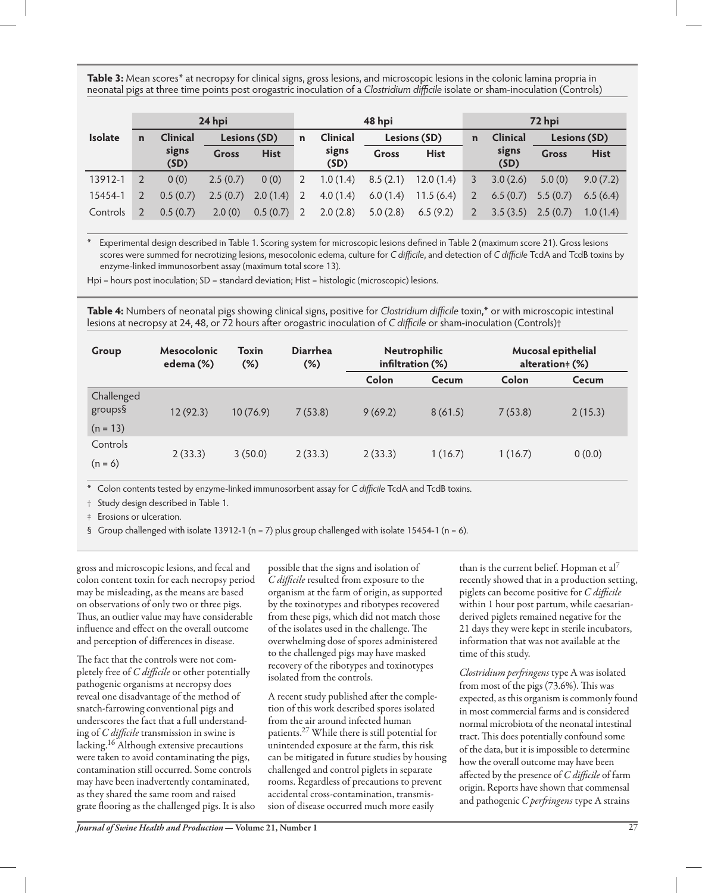**Table 3:** Mean scores* at necropsy for clinical signs, gross lesions, and microscopic lesions in the colonic lamina propria in neonatal pigs at three time points post orogastric inoculation of a *Clostridium difficile* isolate or sham-inoculation (Controls)

| Isolate | 24 hpi | | | | 48 hpi | | | | 72 hpi | | | |
|---|---|---|---|---|---|---|---|---|---|---|---|---|
| | n | Clinical signs (SD) | Lesions (SD) | | n | Clinical signs (SD) | Lesions (SD) | | n | Clinical signs (SD) | Lesions (SD) | |
| | | | Gross | Hist | | | Gross | Hist | | | Gross | Hist |
| 13912-1 | 2 | 0 (0) | 2.5 (0.7) | 0 (0) | 2 | 1.0 (1.4) | 8.5 (2.1) | 12.0 (1.4) | 3 | 3.0 (2.6) | 5.0 (0) | 9.0 (7.2) |
| 15454-1 | 2 | 0.5 (0.7) | 2.5 (0.7) | 2.0 (1.4) | 2 | 4.0 (1.4) | 6.0 (1.4) | 11.5 (6.4) | 2 | 6.5 (0.7) | 5.5 (0.7) | 6.5 (6.4) |
| Controls | 2 | 0.5 (0.7) | 2.0 (0) | 0.5 (0.7) | 2 | 2.0 (2.8) | 5.0 (2.8) | 6.5 (9.2) | 2 | 3.5 (3.5) | 2.5 (0.7) | 1.0 (1.4) |

\* Experimental design described in Table 1. Scoring system for microscopic lesions defined in Table 2 (maximum score 21). Gross lesions scores were summed for necrotizing lesions, mesocolonic edema, culture for *C difficile*, and detection of *C difficile* TcdA and TcdB toxins by enzyme-linked immunosorbent assay (maximum total score 13).

Hpi = hours post inoculation; SD = standard deviation; Hist = histologic (microscopic) lesions.

**Table 4:** Numbers of neonatal pigs showing clinical signs, positive for *Clostridium difficile* toxin,* or with microscopic intestinal lesions at necropsy at 24, 48, or 72 hours after orogastric inoculation of *C difficile* or sham-inoculation (Controls)†

| Group | Mesocolonic edema (%) | Toxin (%) | Diarrhea (%) | Neutrophilic infiltration (%) | | Mucosal epithelial alteration‡ (%) | |
|---|---|---|---|---|---|---|---|
| | | | | Colon | Cecum | Colon | Cecum |
| Challenged groups§ (n = 13) | 12 (92.3) | 10 (76.9) | 7 (53.8) | 9 (69.2) | 8 (61.5) | 7 (53.8) | 2 (15.3) |
| Controls (n = 6) | 2 (33.3) | 3 (50.0) | 2 (33.3) | 2 (33.3) | 1 (16.7) | 1 (16.7) | 0 (0.0) |

\* Colon contents tested by enzyme-linked immunosorbent assay for *C difficile* TcdA and TcdB toxins.

† Study design described in Table 1.

‡ Erosions or ulceration.

§ Group challenged with isolate 13912-1 (n = 7) plus group challenged with isolate 15454-1 (n = 6).

gross and microscopic lesions, and fecal and colon content toxin for each necropsy period may be misleading, as the means are based on observations of only two or three pigs. Thus, an outlier value may have considerable influence and effect on the overall outcome and perception of differences in disease.

The fact that the controls were not completely free of *C difficile* or other potentially pathogenic organisms at necropsy does reveal one disadvantage of the method of snatch-farrowing conventional pigs and underscores the fact that a full understanding of *C difficile* transmission in swine is lacking.[16] Although extensive precautions were taken to avoid contaminating the pigs, contamination still occurred. Some controls may have been inadvertently contaminated, as they shared the same room and raised grate flooring as the challenged pigs. It is also possible that the signs and isolation of *C difficile* resulted from exposure to the organism at the farm of origin, as supported by the toxinotypes and ribotypes recovered from these pigs, which did not match those of the isolates used in the challenge. The overwhelming dose of spores administered to the challenged pigs may have masked recovery of the ribotypes and toxinotypes isolated from the controls.

A recent study published after the completion of this work described spores isolated from the air around infected human patients.[27] While there is still potential for unintended exposure at the farm, this risk can be mitigated in future studies by housing challenged and control piglets in separate rooms. Regardless of precautions to prevent accidental cross-contamination, transmission of disease occurred much more easily than is the current belief. Hopman et al[7] recently showed that in a production setting, piglets can become positive for *C difficile* within 1 hour post partum, while caesarian-derived piglets remained negative for the 21 days they were kept in sterile incubators, information that was not available at the time of this study.

*Clostridium perfringens* type A was isolated from most of the pigs (73.6%). This was expected, as this organism is commonly found in most commercial farms and is considered normal microbiota of the neonatal intestinal tract. This does potentially confound some of the data, but it is impossible to determine how the overall outcome may have been affected by the presence of *C difficile* of farm origin. Reports have shown that commensal and pathogenic *C perfringens* type A strains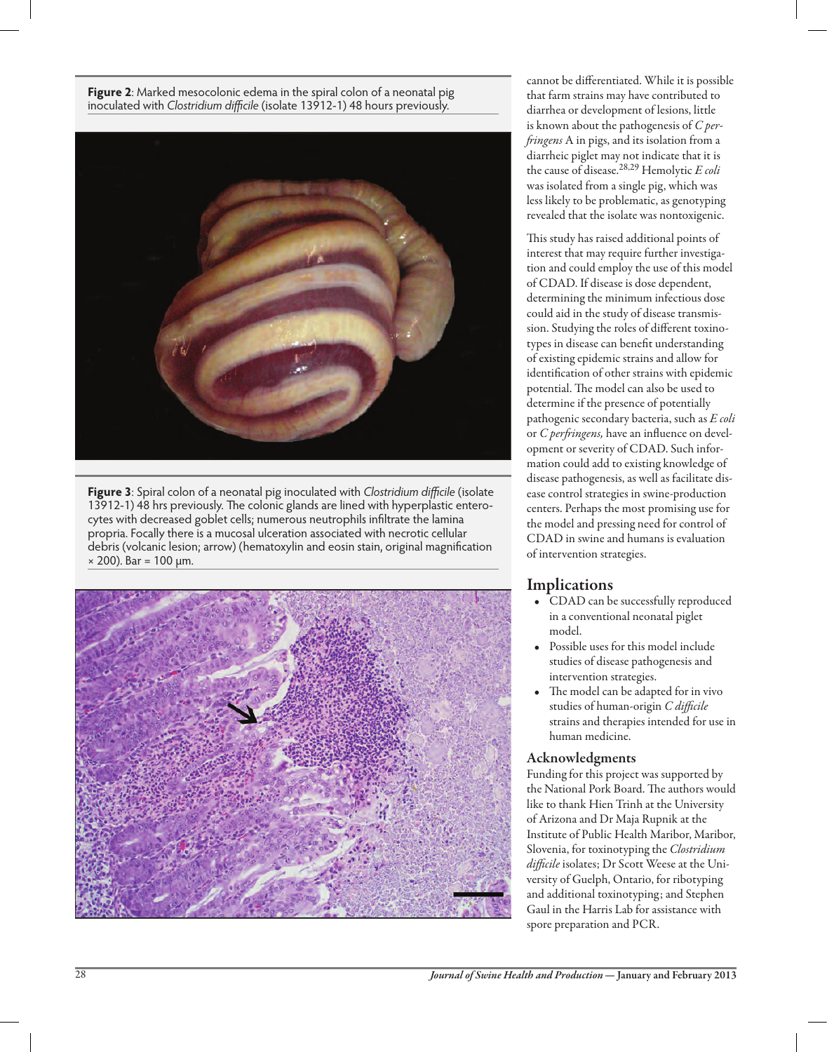**Figure 2**: Marked mesocolonic edema in the spiral colon of a neonatal pig inoculated with *Clostridium difficile* (isolate 13912-1) 48 hours previously.

**Figure 3**: Spiral colon of a neonatal pig inoculated with *Clostridium difficile* (isolate 13912-1) 48 hrs previously. The colonic glands are lined with hyperplastic enterocytes with decreased goblet cells; numerous neutrophils infiltrate the lamina propria. Focally there is a mucosal ulceration associated with necrotic cellular debris (volcanic lesion; arrow) (hematoxylin and eosin stain, original magnification × 200). Bar = 100 µm.

cannot be differentiated. While it is possible that farm strains may have contributed to diarrhea or development of lesions, little is known about the pathogenesis of *C perfringens* A in pigs, and its isolation from a diarrheic piglet may not indicate that it is the cause of disease.[28,29] Hemolytic *E coli* was isolated from a single pig, which was less likely to be problematic, as genotyping revealed that the isolate was nontoxigenic.

This study has raised additional points of interest that may require further investigation and could employ the use of this model of CDAD. If disease is dose dependent, determining the minimum infectious dose could aid in the study of disease transmission. Studying the roles of different toxinotypes in disease can benefit understanding of existing epidemic strains and allow for identification of other strains with epidemic potential. The model can also be used to determine if the presence of potentially pathogenic secondary bacteria, such as *E coli* or *C perfringens,* have an influence on development or severity of CDAD. Such information could add to existing knowledge of disease pathogenesis, as well as facilitate disease control strategies in swine-production centers. Perhaps the most promising use for the model and pressing need for control of CDAD in swine and humans is evaluation of intervention strategies.

## Implications

- CDAD can be successfully reproduced in a conventional neonatal piglet model.
- Possible uses for this model include studies of disease pathogenesis and intervention strategies.
- The model can be adapted for in vivo studies of human-origin *C difficile* strains and therapies intended for use in human medicine.

### Acknowledgments

Funding for this project was supported by the National Pork Board. The authors would like to thank Hien Trinh at the University of Arizona and Dr Maja Rupnik at the Institute of Public Health Maribor, Maribor, Slovenia, for toxinotyping the *Clostridium difficile* isolates; Dr Scott Weese at the University of Guelph, Ontario, for ribotyping and additional toxinotyping; and Stephen Gaul in the Harris Lab for assistance with spore preparation and PCR.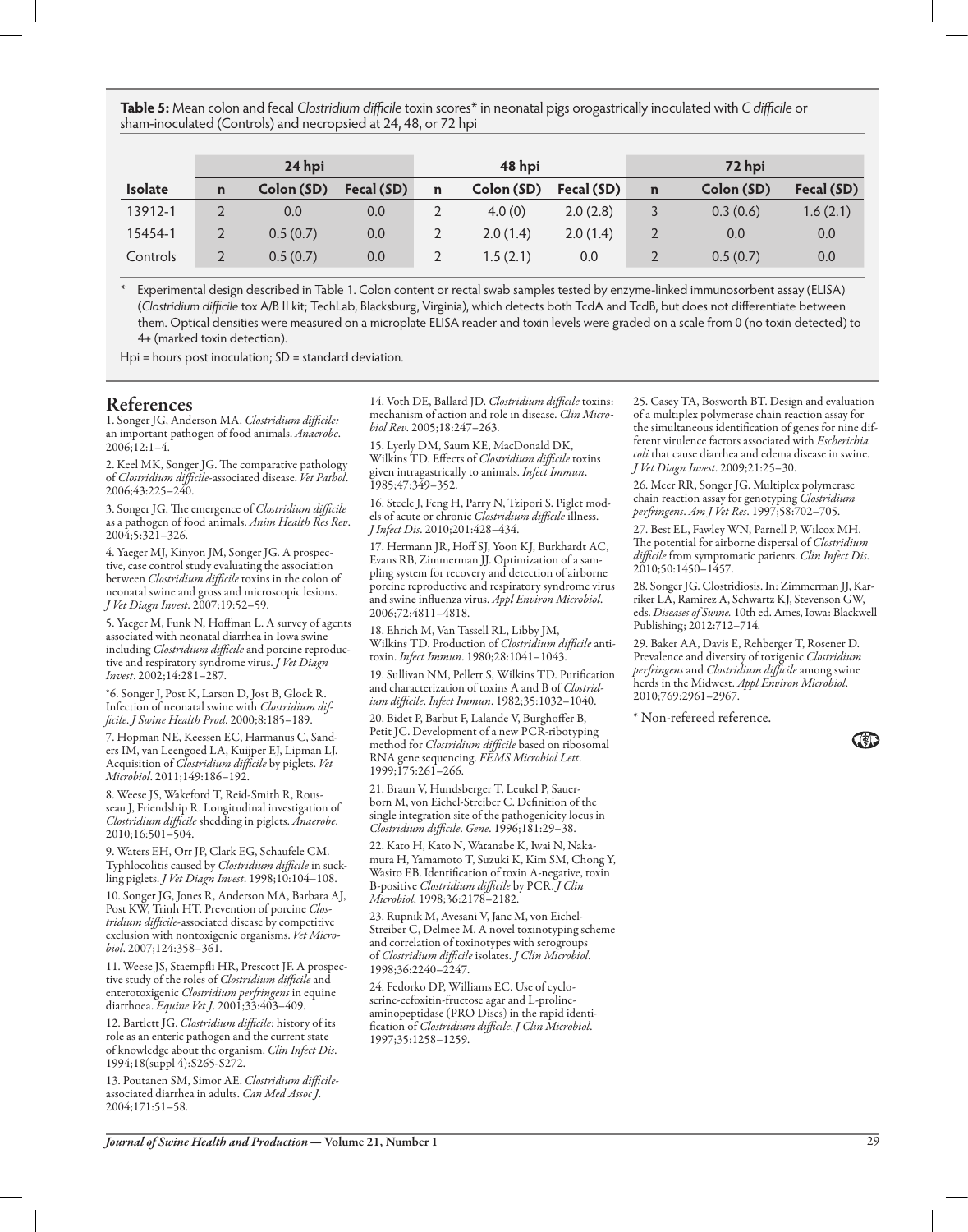**Table 5:** Mean colon and fecal *Clostridium difficile* toxin scores* in neonatal pigs orogastrically inoculated with *C difficile* or sham-inoculated (Controls) and necropsied at 24, 48, or 72 hpi

| | 24 hpi | | | 48 hpi | | | 72 hpi | | |
|---|---|---|---|---|---|---|---|---|---|
| Isolate | n | Colon (SD) | Fecal (SD) | n | Colon (SD) | Fecal (SD) | n | Colon (SD) | Fecal (SD) |
| 13912-1 | 2 | 0.0 | 0.0 | 2 | 4.0 (0) | 2.0 (2.8) | 3 | 0.3 (0.6) | 1.6 (2.1) |
| 15454-1 | 2 | 0.5 (0.7) | 0.0 | 2 | 2.0 (1.4) | 2.0 (1.4) | 2 | 0.0 | 0.0 |
| Controls | 2 | 0.5 (0.7) | 0.0 | 2 | 1.5 (2.1) | 0.0 | 2 | 0.5 (0.7) | 0.0 |

\* Experimental design described in Table 1. Colon content or rectal swab samples tested by enzyme-linked immunosorbent assay (ELISA) (*Clostridium difficile* tox A/B II kit; TechLab, Blacksburg, Virginia), which detects both TcdA and TcdB, but does not differentiate between them. Optical densities were measured on a microplate ELISA reader and toxin levels were graded on a scale from 0 (no toxin detected) to 4+ (marked toxin detection).

Hpi = hours post inoculation; SD = standard deviation.

## References

1. Songer JG, Anderson MA. *Clostridium difficile:* an important pathogen of food animals. *Anaerobe*. 2006;12:1–4.

2. Keel MK, Songer JG. The comparative pathology of *Clostridium difficile*-associated disease. *Vet Pathol*. 2006;43:225–240.

3. Songer JG. The emergence of *Clostridium difficile* as a pathogen of food animals. *Anim Health Res Rev*. 2004;5:321–326.

4. Yaeger MJ, Kinyon JM, Songer JG. A prospective, case control study evaluating the association between *Clostridium difficile* toxins in the colon of neonatal swine and gross and microscopic lesions. *J Vet Diagn Invest*. 2007;19:52–59.

5. Yaeger M, Funk N, Hoffman L. A survey of agents associated with neonatal diarrhea in Iowa swine including *Clostridium difficile* and porcine reproductive and respiratory syndrome virus. *J Vet Diagn Invest*. 2002;14:281–287.

*6. Songer J, Post K, Larson D, Jost B, Glock R. Infection of neonatal swine with *Clostridium difficile*. *J Swine Health Prod*. 2000;8:185–189.

7. Hopman NE, Keessen EC, Harmanus C, Sanders IM, van Leengoed LA, Kuijper EJ, Lipman LJ. Acquisition of *Clostridium difficile* by piglets. *Vet Microbiol*. 2011;149:186–192.

8. Weese JS, Wakeford T, Reid-Smith R, Rousseau J, Friendship R. Longitudinal investigation of *Clostridium difficile* shedding in piglets. *Anaerobe*. 2010;16:501–504.

9. Waters EH, Orr JP, Clark EG, Schaufele CM. Typhlocolitis caused by *Clostridium difficile* in suckling piglets. *J Vet Diagn Invest*. 1998;10:104–108.

10. Songer JG, Jones R, Anderson MA, Barbara AJ, Post KW, Trinh HT. Prevention of porcine *Clostridium difficile*-associated disease by competitive exclusion with nontoxigenic organisms. *Vet Microbiol*. 2007;124:358–361.

11. Weese JS, Staempfli HR, Prescott JF. A prospective study of the roles of *Clostridium difficile* and enterotoxigenic *Clostridium perfringens* in equine diarrhoea. *Equine Vet J*. 2001;33:403–409.

12. Bartlett JG. *Clostridium difficile*: history of its role as an enteric pathogen and the current state of knowledge about the organism. *Clin Infect Dis*. 1994;18(suppl 4):S265-S272.

13. Poutanen SM, Simor AE. *Clostridium difficile*-associated diarrhea in adults. *Can Med Assoc J*. 2004;171:51–58.

14. Voth DE, Ballard JD. *Clostridium difficile* toxins: mechanism of action and role in disease. *Clin Microbiol Rev*. 2005;18:247–263.

15. Lyerly DM, Saum KE, MacDonald DK, Wilkins TD. Effects of *Clostridium difficile* toxins given intragastrically to animals. *Infect Immun*. 1985;47:349–352.

16. Steele J, Feng H, Parry N, Tzipori S. Piglet models of acute or chronic *Clostridium difficile* illness. *J Infect Dis*. 2010;201:428–434.

17. Hermann JR, Hoff SJ, Yoon KJ, Burkhardt AC, Evans RB, Zimmerman JJ. Optimization of a sampling system for recovery and detection of airborne porcine reproductive and respiratory syndrome virus and swine influenza virus. *Appl Environ Microbiol*. 2006;72:4811–4818.

18. Ehrich M, Van Tassell RL, Libby JM, Wilkins TD. Production of *Clostridium difficile* antitoxin. *Infect Immun*. 1980;28:1041–1043.

19. Sullivan NM, Pellett S, Wilkins TD. Purification and characterization of toxins A and B of *Clostridium difficile*. *Infect Immun*. 1982;35:1032–1040.

20. Bidet P, Barbut F, Lalande V, Burghoffer B, Petit JC. Development of a new PCR-ribotyping method for *Clostridium difficile* based on ribosomal RNA gene sequencing. *FEMS Microbiol Lett*. 1999;175:261–266.

21. Braun V, Hundsberger T, Leukel P, Sauerborn M, von Eichel-Streiber C. Definition of the single integration site of the pathogenicity locus in *Clostridium difficile*. *Gene*. 1996;181:29–38.

22. Kato H, Kato N, Watanabe K, Iwai N, Nakamura H, Yamamoto T, Suzuki K, Kim SM, Chong Y, Wasito EB. Identification of toxin A-negative, toxin B-positive *Clostridium difficile* by PCR. *J Clin Microbiol*. 1998;36:2178–2182.

23. Rupnik M, Avesani V, Janc M, von Eichel-Streiber C, Delmee M. A novel toxinotyping scheme and correlation of toxinotypes with serogroups of *Clostridium difficile* isolates. *J Clin Microbiol*. 1998;36:2240–2247.

24. Fedorko DP, Williams EC. Use of cycloserine-cefoxitin-fructose agar and L-proline-aminopeptidase (PRO Discs) in the rapid identification of *Clostridium difficile*. *J Clin Microbiol*. 1997;35:1258–1259.

25. Casey TA, Bosworth BT. Design and evaluation of a multiplex polymerase chain reaction assay for the simultaneous identification of genes for nine different virulence factors associated with *Escherichia coli* that cause diarrhea and edema disease in swine. *J Vet Diagn Invest*. 2009;21:25–30.

26. Meer RR, Songer JG. Multiplex polymerase chain reaction assay for genotyping *Clostridium perfringens*. *Am J Vet Res*. 1997;58:702–705.

27. Best EL, Fawley WN, Parnell P, Wilcox MH. The potential for airborne dispersal of *Clostridium difficile* from symptomatic patients. *Clin Infect Dis*. 2010;50:1450–1457.

28. Songer JG. Clostridiosis. In: Zimmerman JJ, Karriker LA, Ramirez A, Schwartz KJ, Stevenson GW, eds. *Diseases of Swine.* 10th ed. Ames, Iowa: Blackwell Publishing; 2012:712–714.

29. Baker AA, Davis E, Rehberger T, Rosener D. Prevalence and diversity of toxigenic *Clostridium perfringens* and *Clostridium difficile* among swine herds in the Midwest. *Appl Environ Microbiol*. 2010;769:2961–2967.

\* Non-refereed reference.